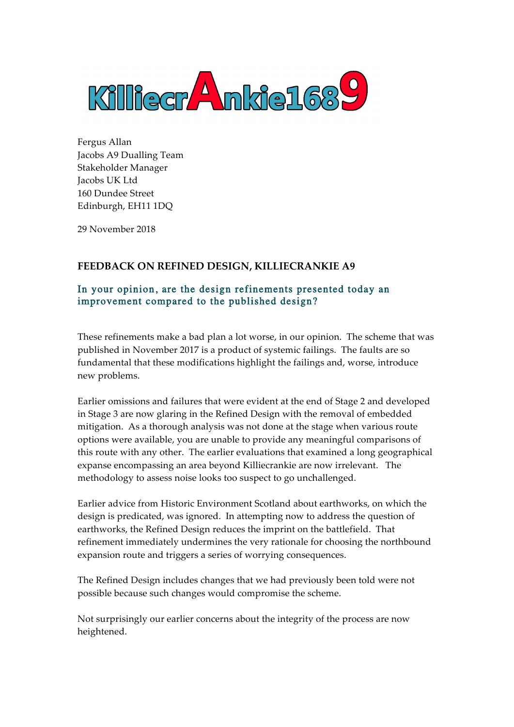KilliecrAnkie1689

Fergus Allan
Jacobs A9 Dualling Team
Stakeholder Manager
Jacobs UK Ltd
160 Dundee Street
Edinburgh, EH11 1DQ

29 November 2018

**FEEDBACK ON REFINED DESIGN, KILLIECRANKIE A9**

## In your opinion, are the design refinements presented today an improvement compared to the published design?

These refinements make a bad plan a lot worse, in our opinion. The scheme that was published in November 2017 is a product of systemic failings. The faults are so fundamental that these modifications highlight the failings and, worse, introduce new problems.

Earlier omissions and failures that were evident at the end of Stage 2 and developed in Stage 3 are now glaring in the Refined Design with the removal of embedded mitigation. As a thorough analysis was not done at the stage when various route options were available, you are unable to provide any meaningful comparisons of this route with any other. The earlier evaluations that examined a long geographical expanse encompassing an area beyond Killiecrankie are now irrelevant. The methodology to assess noise looks too suspect to go unchallenged.

Earlier advice from Historic Environment Scotland about earthworks, on which the design is predicated, was ignored. In attempting now to address the question of earthworks, the Refined Design reduces the imprint on the battlefield. That refinement immediately undermines the very rationale for choosing the northbound expansion route and triggers a series of worrying consequences.

The Refined Design includes changes that we had previously been told were not possible because such changes would compromise the scheme.

Not surprisingly our earlier concerns about the integrity of the process are now heightened.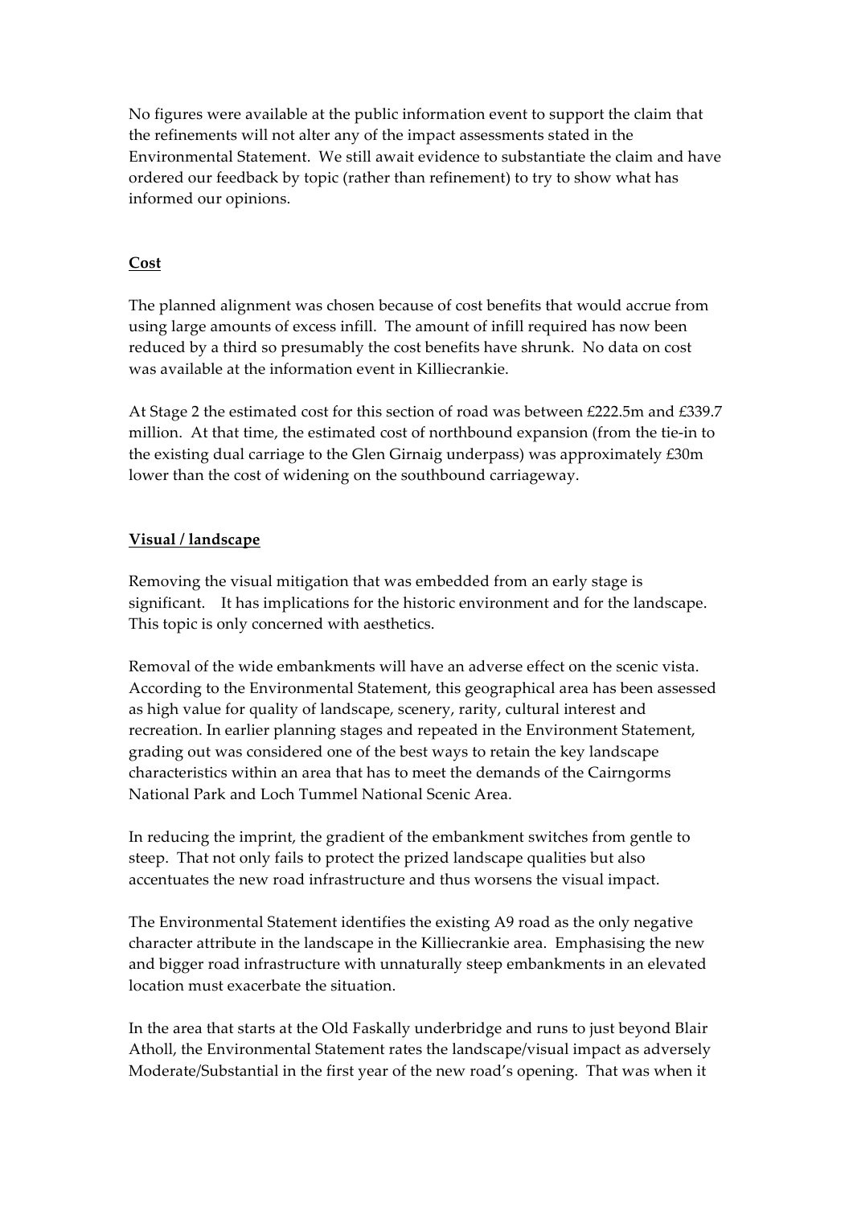No figures were available at the public information event to support the claim that the refinements will not alter any of the impact assessments stated in the Environmental Statement. We still await evidence to substantiate the claim and have ordered our feedback by topic (rather than refinement) to try to show what has informed our opinions.

## <u>Cost</u>

The planned alignment was chosen because of cost benefits that would accrue from using large amounts of excess infill. The amount of infill required has now been reduced by a third so presumably the cost benefits have shrunk. No data on cost was available at the information event in Killiecrankie.

At Stage 2 the estimated cost for this section of road was between £222.5m and £339.7 million. At that time, the estimated cost of northbound expansion (from the tie-in to the existing dual carriage to the Glen Girnaig underpass) was approximately £30m lower than the cost of widening on the southbound carriageway.

## <u>Visual / landscape</u>

Removing the visual mitigation that was embedded from an early stage is significant. It has implications for the historic environment and for the landscape. This topic is only concerned with aesthetics.

Removal of the wide embankments will have an adverse effect on the scenic vista. According to the Environmental Statement, this geographical area has been assessed as high value for quality of landscape, scenery, rarity, cultural interest and recreation. In earlier planning stages and repeated in the Environment Statement, grading out was considered one of the best ways to retain the key landscape characteristics within an area that has to meet the demands of the Cairngorms National Park and Loch Tummel National Scenic Area.

In reducing the imprint, the gradient of the embankment switches from gentle to steep. That not only fails to protect the prized landscape qualities but also accentuates the new road infrastructure and thus worsens the visual impact.

The Environmental Statement identifies the existing A9 road as the only negative character attribute in the landscape in the Killiecrankie area. Emphasising the new and bigger road infrastructure with unnaturally steep embankments in an elevated location must exacerbate the situation.

In the area that starts at the Old Faskally underbridge and runs to just beyond Blair Atholl, the Environmental Statement rates the landscape/visual impact as adversely Moderate/Substantial in the first year of the new road's opening. That was when it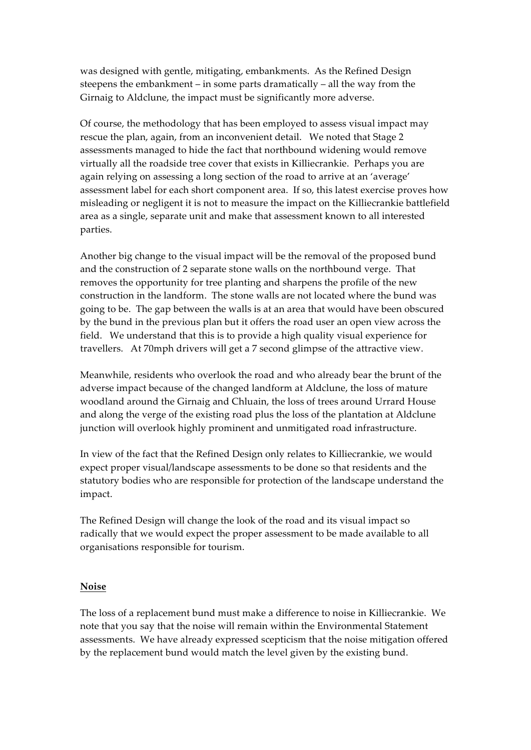was designed with gentle, mitigating, embankments. As the Refined Design steepens the embankment – in some parts dramatically – all the way from the Girnaig to Aldclune, the impact must be significantly more adverse.

Of course, the methodology that has been employed to assess visual impact may rescue the plan, again, from an inconvenient detail. We noted that Stage 2 assessments managed to hide the fact that northbound widening would remove virtually all the roadside tree cover that exists in Killiecrankie. Perhaps you are again relying on assessing a long section of the road to arrive at an 'average' assessment label for each short component area. If so, this latest exercise proves how misleading or negligent it is not to measure the impact on the Killiecrankie battlefield area as a single, separate unit and make that assessment known to all interested parties.

Another big change to the visual impact will be the removal of the proposed bund and the construction of 2 separate stone walls on the northbound verge. That removes the opportunity for tree planting and sharpens the profile of the new construction in the landform. The stone walls are not located where the bund was going to be. The gap between the walls is at an area that would have been obscured by the bund in the previous plan but it offers the road user an open view across the field. We understand that this is to provide a high quality visual experience for travellers. At 70mph drivers will get a 7 second glimpse of the attractive view.

Meanwhile, residents who overlook the road and who already bear the brunt of the adverse impact because of the changed landform at Aldclune, the loss of mature woodland around the Girnaig and Chluain, the loss of trees around Urrard House and along the verge of the existing road plus the loss of the plantation at Aldclune junction will overlook highly prominent and unmitigated road infrastructure.

In view of the fact that the Refined Design only relates to Killiecrankie, we would expect proper visual/landscape assessments to be done so that residents and the statutory bodies who are responsible for protection of the landscape understand the impact.

The Refined Design will change the look of the road and its visual impact so radically that we would expect the proper assessment to be made available to all organisations responsible for tourism.

## Noise

The loss of a replacement bund must make a difference to noise in Killiecrankie. We note that you say that the noise will remain within the Environmental Statement assessments. We have already expressed scepticism that the noise mitigation offered by the replacement bund would match the level given by the existing bund.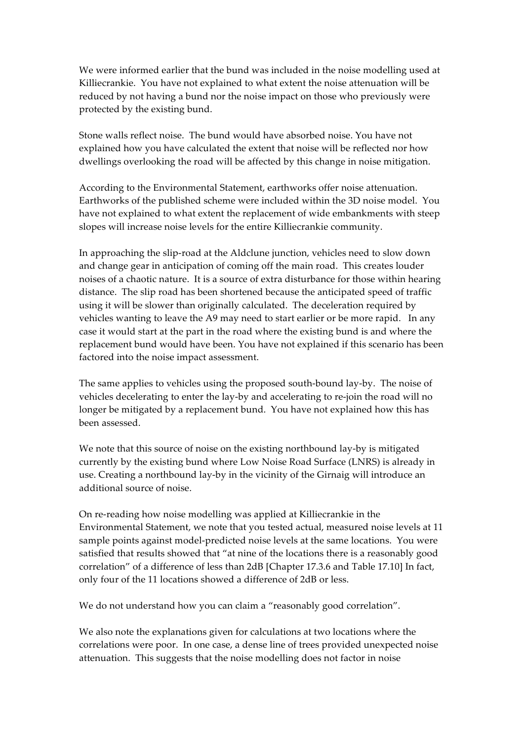We were informed earlier that the bund was included in the noise modelling used at Killiecrankie. You have not explained to what extent the noise attenuation will be reduced by not having a bund nor the noise impact on those who previously were protected by the existing bund.

Stone walls reflect noise. The bund would have absorbed noise. You have not explained how you have calculated the extent that noise will be reflected nor how dwellings overlooking the road will be affected by this change in noise mitigation.

According to the Environmental Statement, earthworks offer noise attenuation. Earthworks of the published scheme were included within the 3D noise model. You have not explained to what extent the replacement of wide embankments with steep slopes will increase noise levels for the entire Killiecrankie community.

In approaching the slip-road at the Aldclune junction, vehicles need to slow down and change gear in anticipation of coming off the main road. This creates louder noises of a chaotic nature. It is a source of extra disturbance for those within hearing distance. The slip road has been shortened because the anticipated speed of traffic using it will be slower than originally calculated. The deceleration required by vehicles wanting to leave the A9 may need to start earlier or be more rapid. In any case it would start at the part in the road where the existing bund is and where the replacement bund would have been. You have not explained if this scenario has been factored into the noise impact assessment.

The same applies to vehicles using the proposed south-bound lay-by. The noise of vehicles decelerating to enter the lay-by and accelerating to re-join the road will no longer be mitigated by a replacement bund. You have not explained how this has been assessed.

We note that this source of noise on the existing northbound lay-by is mitigated currently by the existing bund where Low Noise Road Surface (LNRS) is already in use. Creating a northbound lay-by in the vicinity of the Girnaig will introduce an additional source of noise.

On re-reading how noise modelling was applied at Killiecrankie in the Environmental Statement, we note that you tested actual, measured noise levels at 11 sample points against model-predicted noise levels at the same locations. You were satisfied that results showed that "at nine of the locations there is a reasonably good correlation" of a difference of less than 2dB [Chapter 17.3.6 and Table 17.10] In fact, only four of the 11 locations showed a difference of 2dB or less.

We do not understand how you can claim a "reasonably good correlation".

We also note the explanations given for calculations at two locations where the correlations were poor. In one case, a dense line of trees provided unexpected noise attenuation. This suggests that the noise modelling does not factor in noise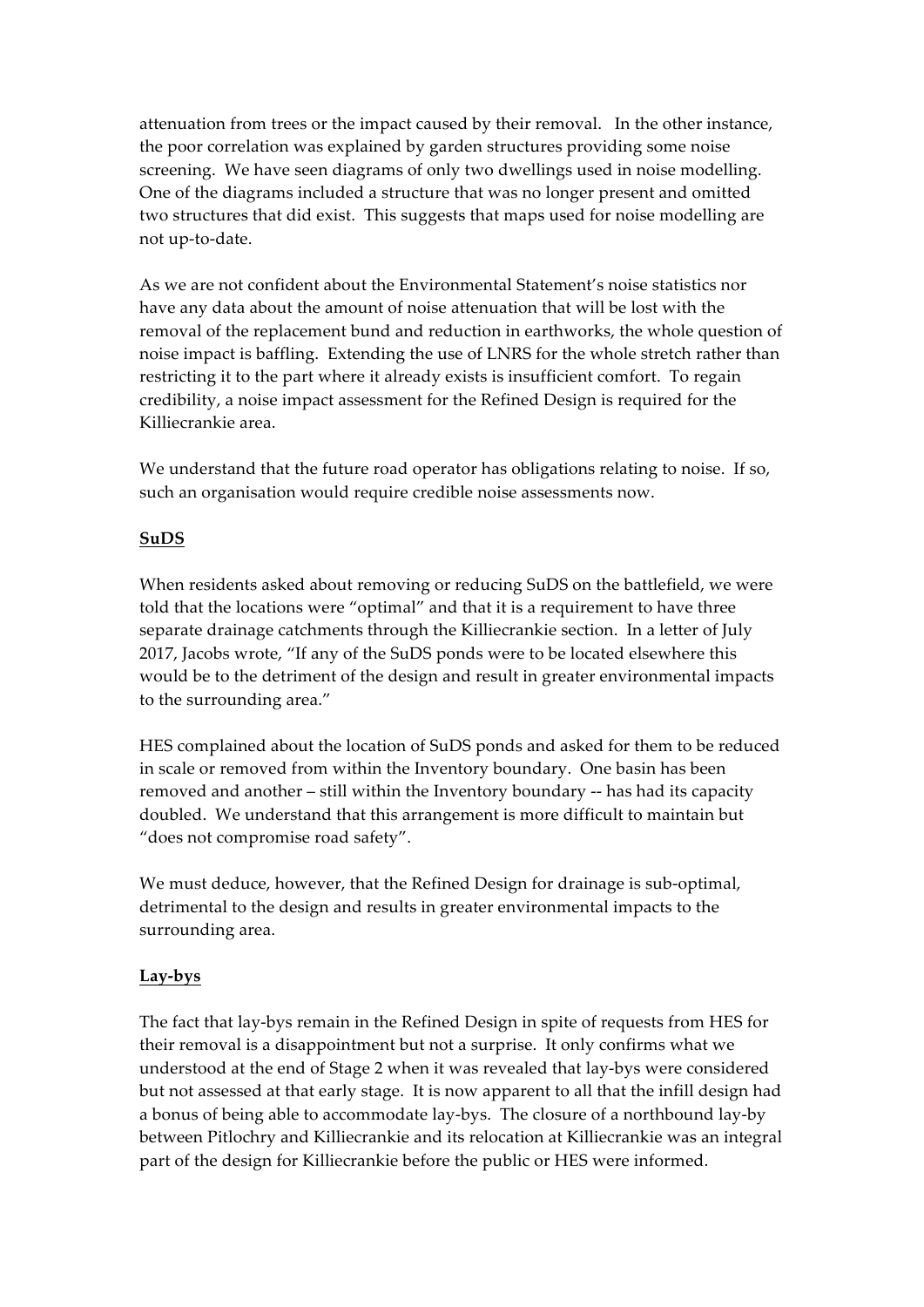attenuation from trees or the impact caused by their removal. In the other instance, the poor correlation was explained by garden structures providing some noise screening. We have seen diagrams of only two dwellings used in noise modelling. One of the diagrams included a structure that was no longer present and omitted two structures that did exist. This suggests that maps used for noise modelling are not up-to-date.

As we are not confident about the Environmental Statement's noise statistics nor have any data about the amount of noise attenuation that will be lost with the removal of the replacement bund and reduction in earthworks, the whole question of noise impact is baffling. Extending the use of LNRS for the whole stretch rather than restricting it to the part where it already exists is insufficient comfort. To regain credibility, a noise impact assessment for the Refined Design is required for the Killiecrankie area.

We understand that the future road operator has obligations relating to noise. If so, such an organisation would require credible noise assessments now.

**SuDS**

When residents asked about removing or reducing SuDS on the battlefield, we were told that the locations were "optimal" and that it is a requirement to have three separate drainage catchments through the Killiecrankie section. In a letter of July 2017, Jacobs wrote, "If any of the SuDS ponds were to be located elsewhere this would be to the detriment of the design and result in greater environmental impacts to the surrounding area."

HES complained about the location of SuDS ponds and asked for them to be reduced in scale or removed from within the Inventory boundary. One basin has been removed and another – still within the Inventory boundary -- has had its capacity doubled. We understand that this arrangement is more difficult to maintain but "does not compromise road safety".

We must deduce, however, that the Refined Design for drainage is sub-optimal, detrimental to the design and results in greater environmental impacts to the surrounding area.

**Lay-bys**

The fact that lay-bys remain in the Refined Design in spite of requests from HES for their removal is a disappointment but not a surprise. It only confirms what we understood at the end of Stage 2 when it was revealed that lay-bys were considered but not assessed at that early stage. It is now apparent to all that the infill design had a bonus of being able to accommodate lay-bys. The closure of a northbound lay-by between Pitlochry and Killiecrankie and its relocation at Killiecrankie was an integral part of the design for Killiecrankie before the public or HES were informed.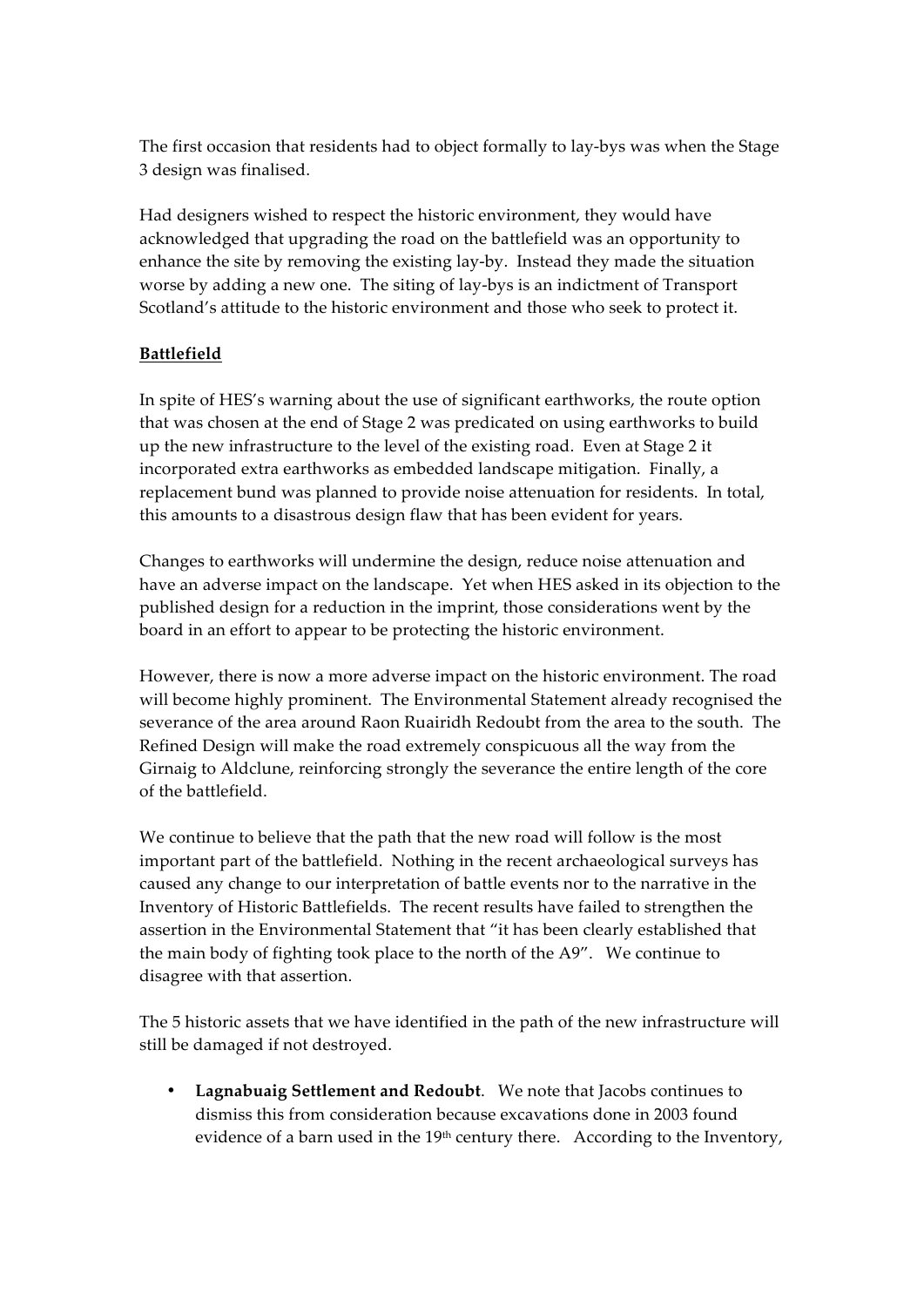The first occasion that residents had to object formally to lay-bys was when the Stage 3 design was finalised.

Had designers wished to respect the historic environment, they would have acknowledged that upgrading the road on the battlefield was an opportunity to enhance the site by removing the existing lay-by. Instead they made the situation worse by adding a new one. The siting of lay-bys is an indictment of Transport Scotland's attitude to the historic environment and those who seek to protect it.

**Battlefield**

In spite of HES's warning about the use of significant earthworks, the route option that was chosen at the end of Stage 2 was predicated on using earthworks to build up the new infrastructure to the level of the existing road. Even at Stage 2 it incorporated extra earthworks as embedded landscape mitigation. Finally, a replacement bund was planned to provide noise attenuation for residents. In total, this amounts to a disastrous design flaw that has been evident for years.

Changes to earthworks will undermine the design, reduce noise attenuation and have an adverse impact on the landscape. Yet when HES asked in its objection to the published design for a reduction in the imprint, those considerations went by the board in an effort to appear to be protecting the historic environment.

However, there is now a more adverse impact on the historic environment. The road will become highly prominent. The Environmental Statement already recognised the severance of the area around Raon Ruairidh Redoubt from the area to the south. The Refined Design will make the road extremely conspicuous all the way from the Girnaig to Aldclune, reinforcing strongly the severance the entire length of the core of the battlefield.

We continue to believe that the path that the new road will follow is the most important part of the battlefield. Nothing in the recent archaeological surveys has caused any change to our interpretation of battle events nor to the narrative in the Inventory of Historic Battlefields. The recent results have failed to strengthen the assertion in the Environmental Statement that "it has been clearly established that the main body of fighting took place to the north of the A9". We continue to disagree with that assertion.

The 5 historic assets that we have identified in the path of the new infrastructure will still be damaged if not destroyed.

- **Lagnabuaig Settlement and Redoubt**. We note that Jacobs continues to dismiss this from consideration because excavations done in 2003 found evidence of a barn used in the 19th century there. According to the Inventory,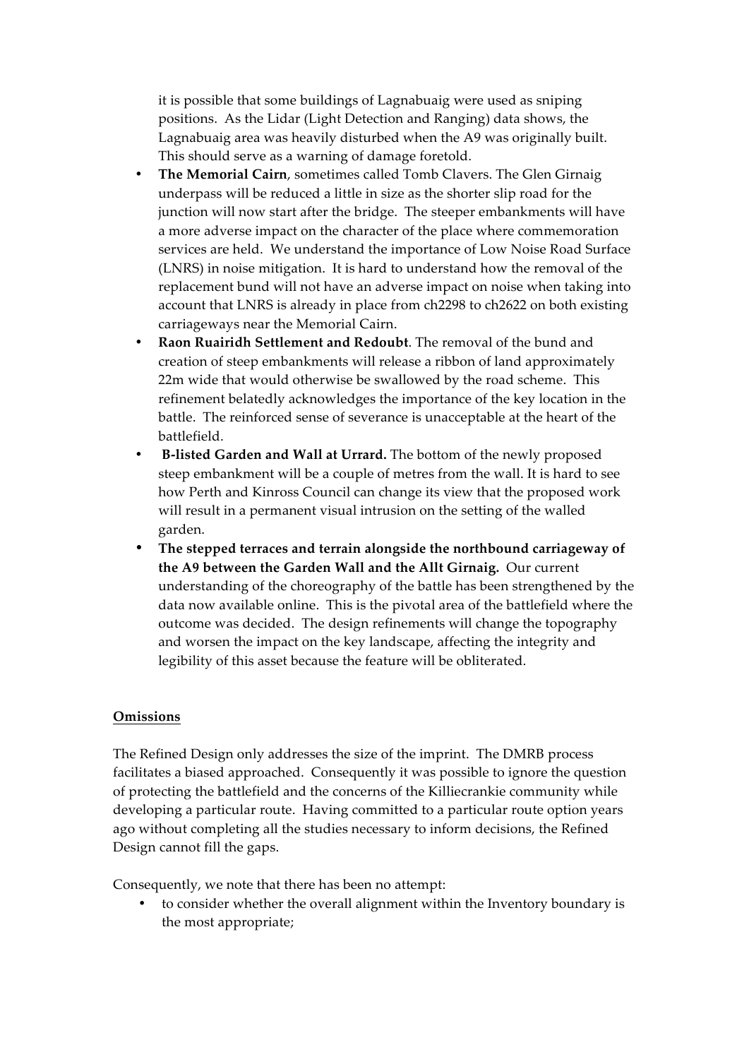it is possible that some buildings of Lagnabuaig were used as sniping positions. As the Lidar (Light Detection and Ranging) data shows, the Lagnabuaig area was heavily disturbed when the A9 was originally built. This should serve as a warning of damage foretold.

- **The Memorial Cairn**, sometimes called Tomb Clavers. The Glen Girnaig underpass will be reduced a little in size as the shorter slip road for the junction will now start after the bridge. The steeper embankments will have a more adverse impact on the character of the place where commemoration services are held. We understand the importance of Low Noise Road Surface (LNRS) in noise mitigation. It is hard to understand how the removal of the replacement bund will not have an adverse impact on noise when taking into account that LNRS is already in place from ch2298 to ch2622 on both existing carriageways near the Memorial Cairn.
- **Raon Ruairidh Settlement and Redoubt**. The removal of the bund and creation of steep embankments will release a ribbon of land approximately 22m wide that would otherwise be swallowed by the road scheme. This refinement belatedly acknowledges the importance of the key location in the battle. The reinforced sense of severance is unacceptable at the heart of the battlefield.
- **B-listed Garden and Wall at Urrard.** The bottom of the newly proposed steep embankment will be a couple of metres from the wall. It is hard to see how Perth and Kinross Council can change its view that the proposed work will result in a permanent visual intrusion on the setting of the walled garden.
- **The stepped terraces and terrain alongside the northbound carriageway of the A9 between the Garden Wall and the Allt Girnaig.** Our current understanding of the choreography of the battle has been strengthened by the data now available online. This is the pivotal area of the battlefield where the outcome was decided. The design refinements will change the topography and worsen the impact on the key landscape, affecting the integrity and legibility of this asset because the feature will be obliterated.

**Omissions**

The Refined Design only addresses the size of the imprint. The DMRB process facilitates a biased approached. Consequently it was possible to ignore the question of protecting the battlefield and the concerns of the Killiecrankie community while developing a particular route. Having committed to a particular route option years ago without completing all the studies necessary to inform decisions, the Refined Design cannot fill the gaps.

Consequently, we note that there has been no attempt:

- to consider whether the overall alignment within the Inventory boundary is the most appropriate;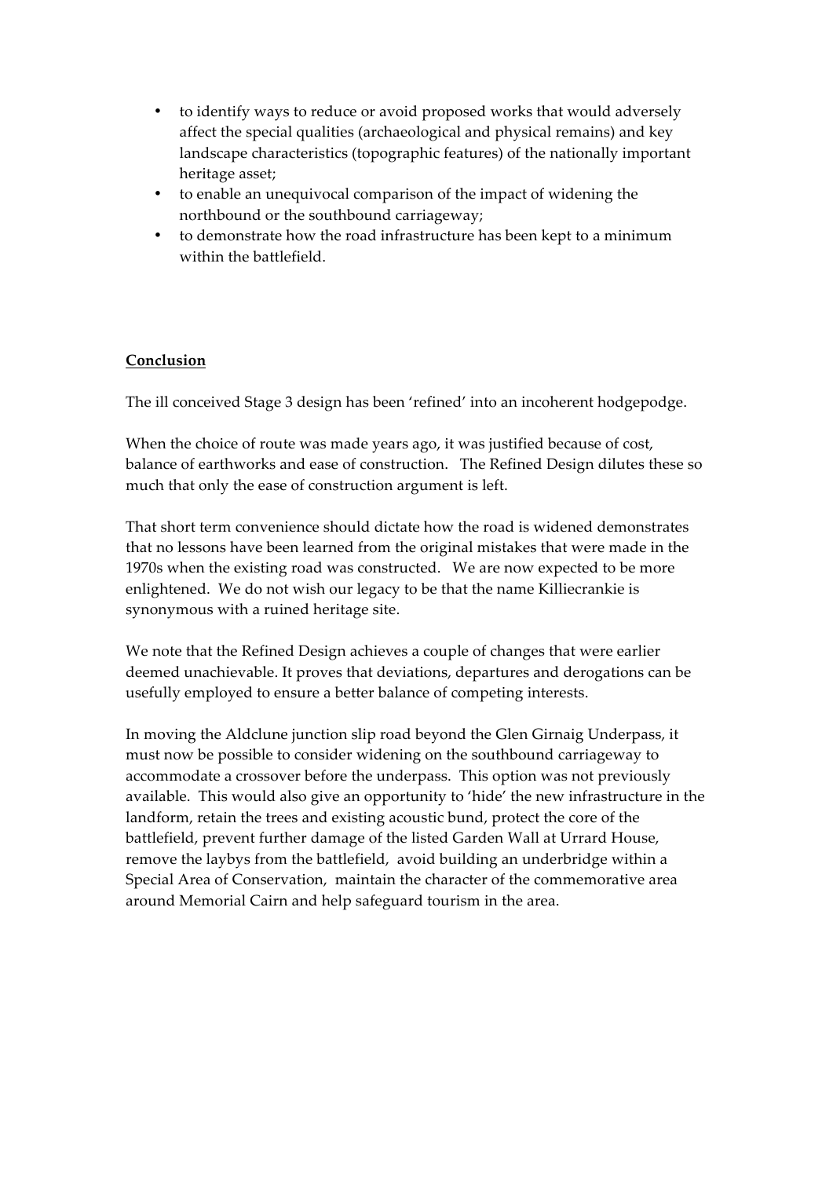- to identify ways to reduce or avoid proposed works that would adversely affect the special qualities (archaeological and physical remains) and key landscape characteristics (topographic features) of the nationally important heritage asset;
- to enable an unequivocal comparison of the impact of widening the northbound or the southbound carriageway;
- to demonstrate how the road infrastructure has been kept to a minimum within the battlefield.

**Conclusion**

The ill conceived Stage 3 design has been 'refined' into an incoherent hodgepodge.

When the choice of route was made years ago, it was justified because of cost, balance of earthworks and ease of construction. The Refined Design dilutes these so much that only the ease of construction argument is left.

That short term convenience should dictate how the road is widened demonstrates that no lessons have been learned from the original mistakes that were made in the 1970s when the existing road was constructed. We are now expected to be more enlightened. We do not wish our legacy to be that the name Killiecrankie is synonymous with a ruined heritage site.

We note that the Refined Design achieves a couple of changes that were earlier deemed unachievable. It proves that deviations, departures and derogations can be usefully employed to ensure a better balance of competing interests.

In moving the Aldclune junction slip road beyond the Glen Girnaig Underpass, it must now be possible to consider widening on the southbound carriageway to accommodate a crossover before the underpass. This option was not previously available. This would also give an opportunity to 'hide' the new infrastructure in the landform, retain the trees and existing acoustic bund, protect the core of the battlefield, prevent further damage of the listed Garden Wall at Urrard House, remove the laybys from the battlefield, avoid building an underbridge within a Special Area of Conservation, maintain the character of the commemorative area around Memorial Cairn and help safeguard tourism in the area.